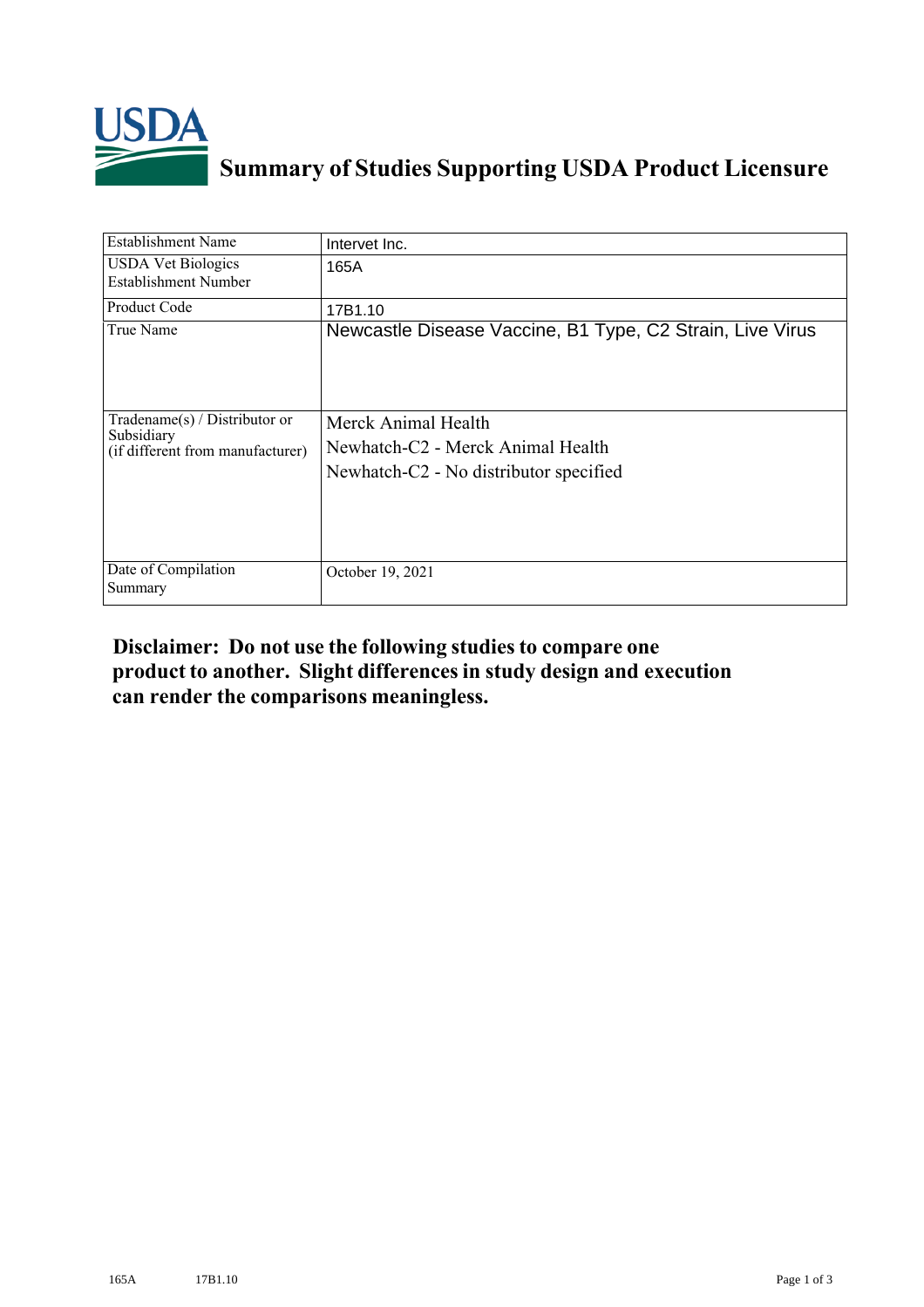# Summary of Studies Supporting USDA Product Licensure

| Establishment Name | Intervet Inc. |
| --- | --- |
| USDA Vet Biologics Establishment Number | 165A |
| Product Code | 17B1.10 |
| True Name | Newcastle Disease Vaccine, B1 Type, C2 Strain, Live Virus |
| Tradename(s) / Distributor or Subsidiary (if different from manufacturer) | Merck Animal Health<br>Newhatch-C2 - Merck Animal Health<br>Newhatch-C2 - No distributor specified |
| Date of Compilation Summary | October 19, 2021 |

**Disclaimer: Do not use the following studies to compare one product to another. Slight differences in study design and execution can render the comparisons meaningless.**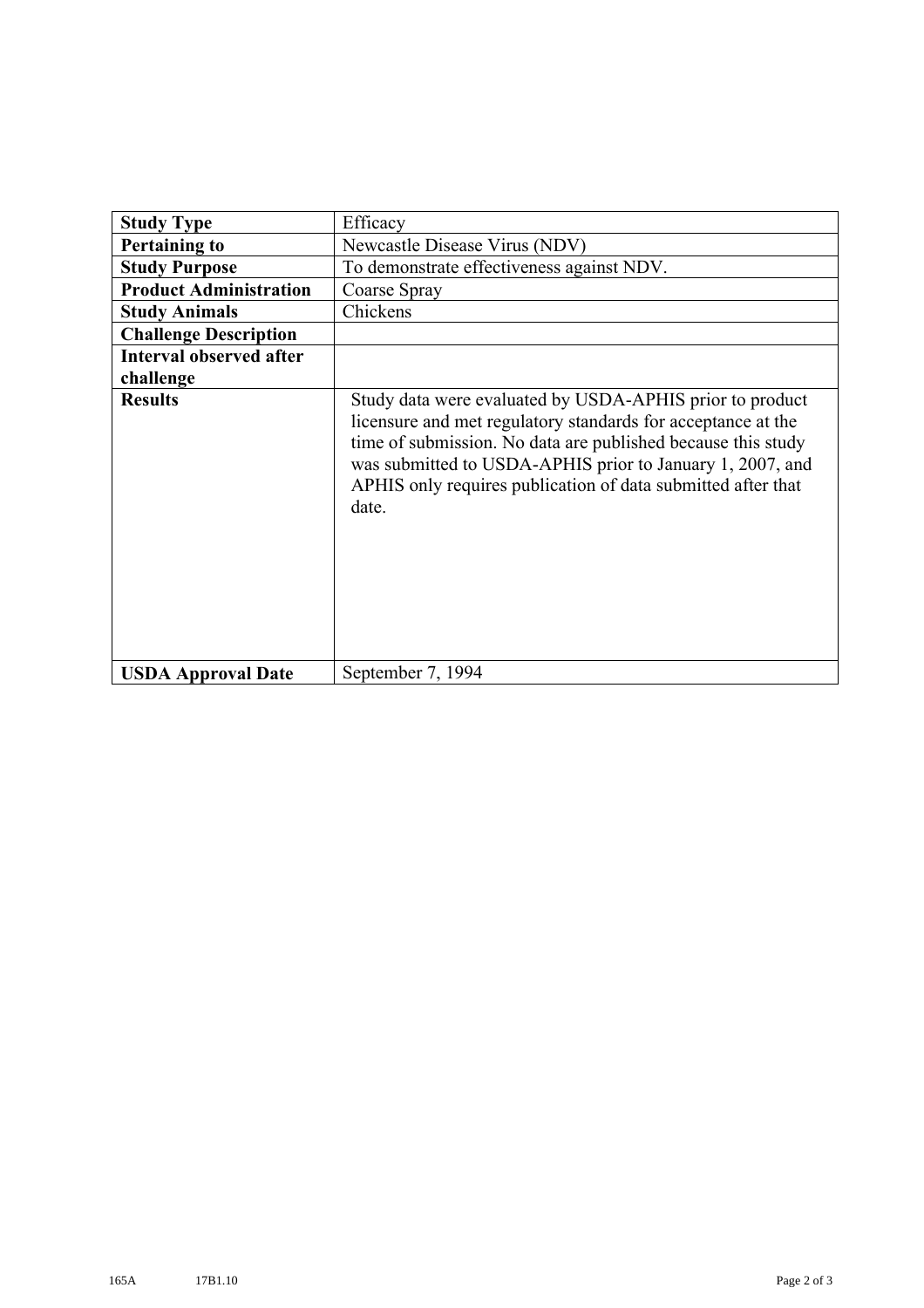| Study Type | Efficacy |
|---|---|
| Pertaining to | Newcastle Disease Virus (NDV) |
| Study Purpose | To demonstrate effectiveness against NDV. |
| Product Administration | Coarse Spray |
| Study Animals | Chickens |
| Challenge Description | |
| Interval observed after challenge | |
| Results | Study data were evaluated by USDA-APHIS prior to product licensure and met regulatory standards for acceptance at the time of submission. No data are published because this study was submitted to USDA-APHIS prior to January 1, 2007, and APHIS only requires publication of data submitted after that date. |
| USDA Approval Date | September 7, 1994 |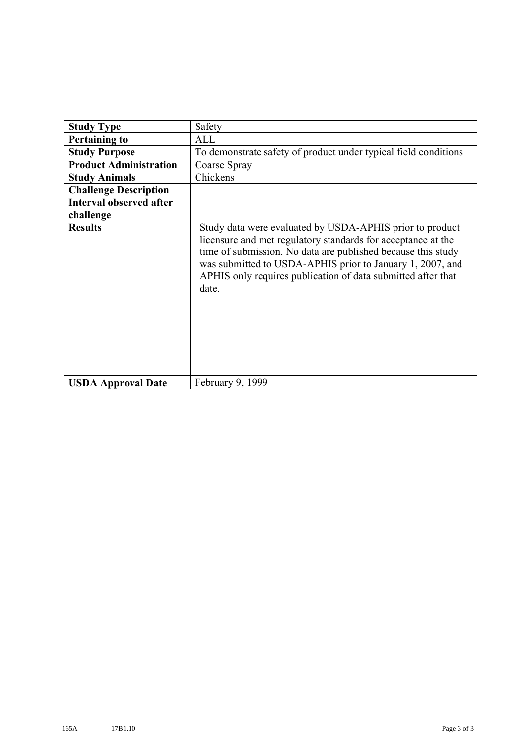| | |
|---|---|
| **Study Type** | Safety |
| **Pertaining to** | ALL |
| **Study Purpose** | To demonstrate safety of product under typical field conditions |
| **Product Administration** | Coarse Spray |
| **Study Animals** | Chickens |
| **Challenge Description** | |
| **Interval observed after challenge** | |
| **Results** | Study data were evaluated by USDA-APHIS prior to product licensure and met regulatory standards for acceptance at the time of submission. No data are published because this study was submitted to USDA-APHIS prior to January 1, 2007, and APHIS only requires publication of data submitted after that date. |
| **USDA Approval Date** | February 9, 1999 |

165A 17B1.10